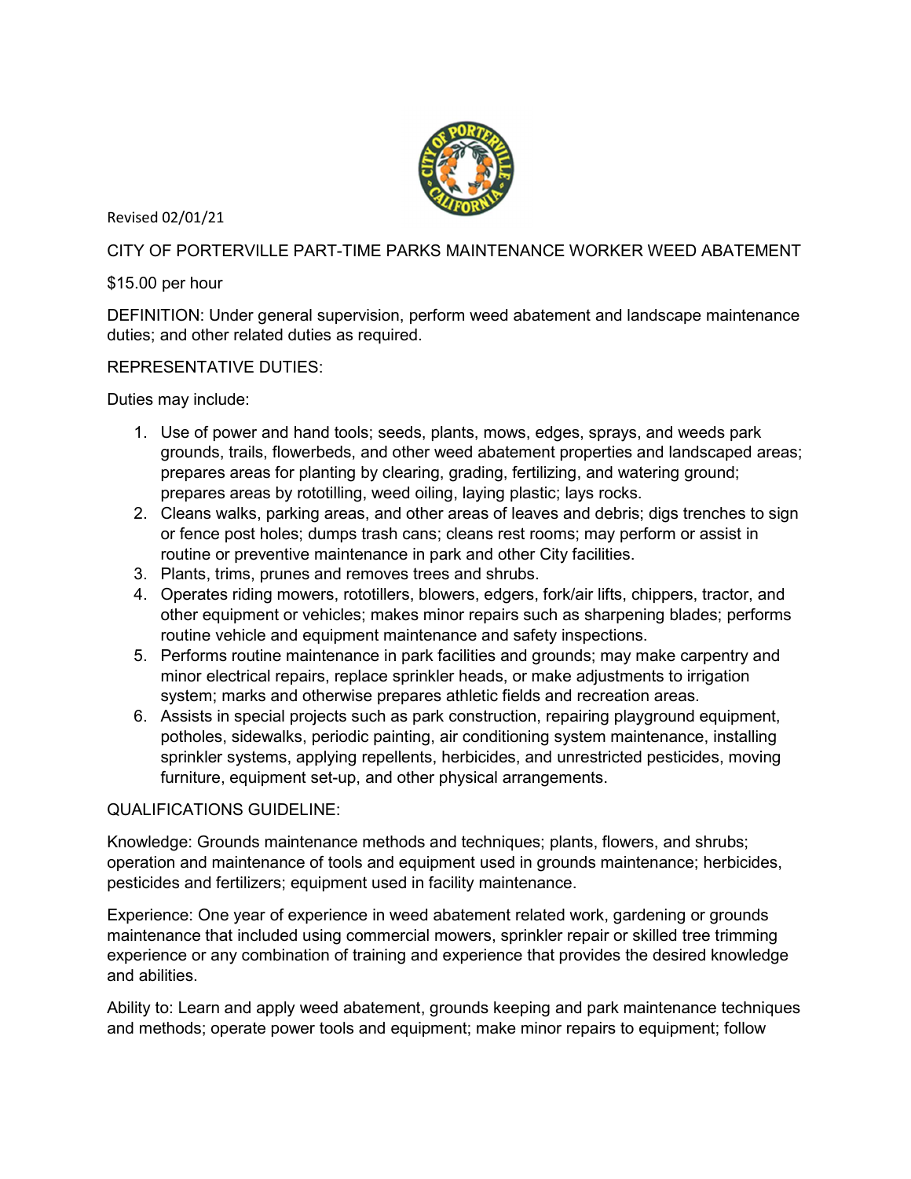Revised 02/01/21

# CITY OF PORTERVILLE PART-TIME PARKS MAINTENANCE WORKER WEED ABATEMENT

$15.00 per hour

DEFINITION: Under general supervision, perform weed abatement and landscape maintenance duties; and other related duties as required.

REPRESENTATIVE DUTIES:

Duties may include:

1. Use of power and hand tools; seeds, plants, mows, edges, sprays, and weeds park grounds, trails, flowerbeds, and other weed abatement properties and landscaped areas; prepares areas for planting by clearing, grading, fertilizing, and watering ground; prepares areas by rototilling, weed oiling, laying plastic; lays rocks.
2. Cleans walks, parking areas, and other areas of leaves and debris; digs trenches to sign or fence post holes; dumps trash cans; cleans rest rooms; may perform or assist in routine or preventive maintenance in park and other City facilities.
3. Plants, trims, prunes and removes trees and shrubs.
4. Operates riding mowers, rototillers, blowers, edgers, fork/air lifts, chippers, tractor, and other equipment or vehicles; makes minor repairs such as sharpening blades; performs routine vehicle and equipment maintenance and safety inspections.
5. Performs routine maintenance in park facilities and grounds; may make carpentry and minor electrical repairs, replace sprinkler heads, or make adjustments to irrigation system; marks and otherwise prepares athletic fields and recreation areas.
6. Assists in special projects such as park construction, repairing playground equipment, potholes, sidewalks, periodic painting, air conditioning system maintenance, installing sprinkler systems, applying repellents, herbicides, and unrestricted pesticides, moving furniture, equipment set-up, and other physical arrangements.

QUALIFICATIONS GUIDELINE:

Knowledge: Grounds maintenance methods and techniques; plants, flowers, and shrubs; operation and maintenance of tools and equipment used in grounds maintenance; herbicides, pesticides and fertilizers; equipment used in facility maintenance.

Experience: One year of experience in weed abatement related work, gardening or grounds maintenance that included using commercial mowers, sprinkler repair or skilled tree trimming experience or any combination of training and experience that provides the desired knowledge and abilities.

Ability to: Learn and apply weed abatement, grounds keeping and park maintenance techniques and methods; operate power tools and equipment; make minor repairs to equipment; follow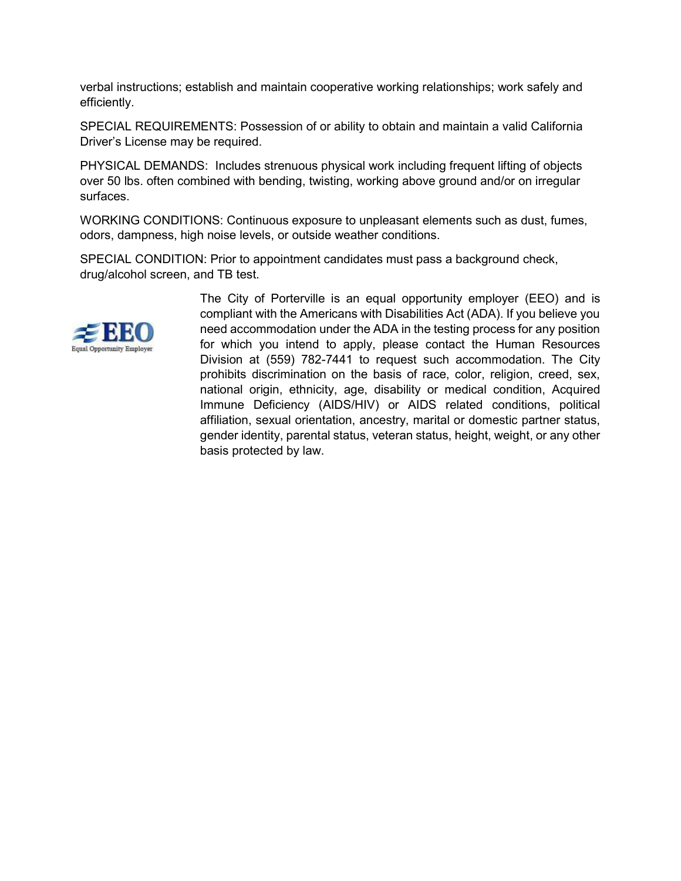verbal instructions; establish and maintain cooperative working relationships; work safely and efficiently.

SPECIAL REQUIREMENTS: Possession of or ability to obtain and maintain a valid California Driver's License may be required.

PHYSICAL DEMANDS: Includes strenuous physical work including frequent lifting of objects over 50 lbs. often combined with bending, twisting, working above ground and/or on irregular surfaces.

WORKING CONDITIONS: Continuous exposure to unpleasant elements such as dust, fumes, odors, dampness, high noise levels, or outside weather conditions.

SPECIAL CONDITION: Prior to appointment candidates must pass a background check, drug/alcohol screen, and TB test.

EEO
Equal Opportunity Employer

The City of Porterville is an equal opportunity employer (EEO) and is compliant with the Americans with Disabilities Act (ADA). If you believe you need accommodation under the ADA in the testing process for any position for which you intend to apply, please contact the Human Resources Division at (559) 782-7441 to request such accommodation. The City prohibits discrimination on the basis of race, color, religion, creed, sex, national origin, ethnicity, age, disability or medical condition, Acquired Immune Deficiency (AIDS/HIV) or AIDS related conditions, political affiliation, sexual orientation, ancestry, marital or domestic partner status, gender identity, parental status, veteran status, height, weight, or any other basis protected by law.